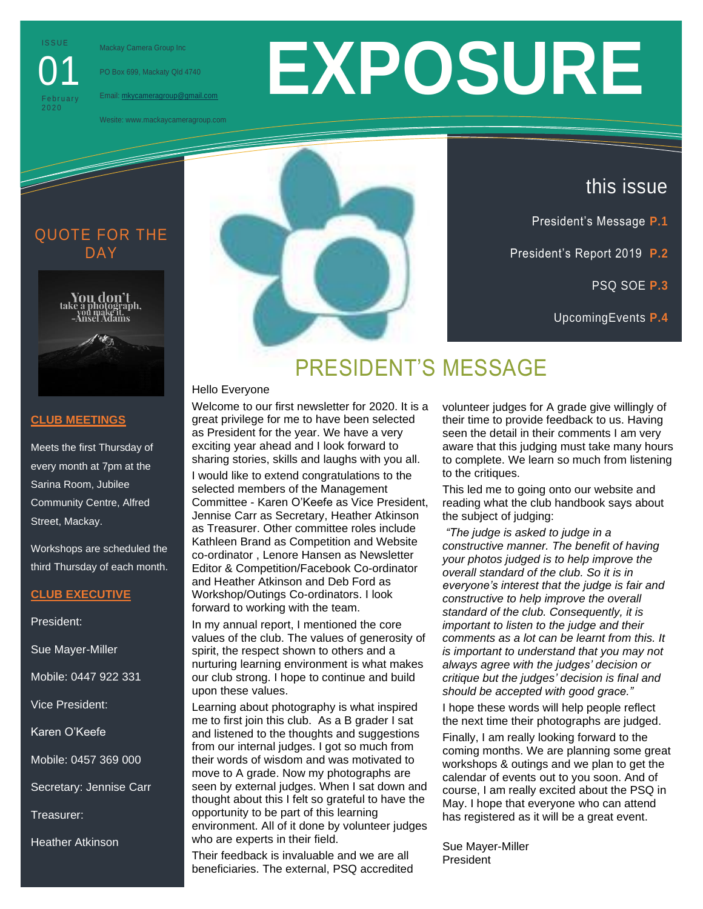ISSUE 01

February 2020

Mackay Camera Group Inc

PO Box 699, Mackaty Qld 4740

Email: mkycameragroup@gmail.com

Wesite: www.mackaycameragroup.com

# EXPOSURE

## this issue

President's Message **P.1**

President's Report 2019 **P.2**

PSQ SOE **P.3**

UpcomingEvents **P.4**

## QUOTE FOR THE DAY

You don't take a photograph, you make it. -Ansel Adams

**CLUB MEETINGS**

Meets the first Thursday of every month at 7pm at the Sarina Room, Jubilee Community Centre, Alfred Street, Mackay.

Workshops are scheduled the third Thursday of each month.

**CLUB EXECUTIVE**

President:

Sue Mayer-Miller

Mobile: 0447 922 331

Vice President:

Karen O'Keefe

Mobile: 0457 369 000

Secretary: Jennise Carr

Treasurer:

Heather Atkinson

## PRESIDENT'S MESSAGE

Hello Everyone

Welcome to our first newsletter for 2020. It is a great privilege for me to have been selected as President for the year. We have a very exciting year ahead and I look forward to sharing stories, skills and laughs with you all.

I would like to extend congratulations to the selected members of the Management Committee - Karen O'Keefe as Vice President, Jennise Carr as Secretary, Heather Atkinson as Treasurer. Other committee roles include Kathleen Brand as Competition and Website co-ordinator , Lenore Hansen as Newsletter Editor & Competition/Facebook Co-ordinator and Heather Atkinson and Deb Ford as Workshop/Outings Co-ordinators. I look forward to working with the team.

In my annual report, I mentioned the core values of the club. The values of generosity of spirit, the respect shown to others and a nurturing learning environment is what makes our club strong. I hope to continue and build upon these values.

Learning about photography is what inspired me to first join this club. As a B grader I sat and listened to the thoughts and suggestions from our internal judges. I got so much from their words of wisdom and was motivated to move to A grade. Now my photographs are seen by external judges. When I sat down and thought about this I felt so grateful to have the opportunity to be part of this learning environment. All of it done by volunteer judges who are experts in their field.

Their feedback is invaluable and we are all beneficiaries. The external, PSQ accredited volunteer judges for A grade give willingly of their time to provide feedback to us. Having seen the detail in their comments I am very aware that this judging must take many hours to complete. We learn so much from listening to the critiques.

This led me to going onto our website and reading what the club handbook says about the subject of judging:

*"The judge is asked to judge in a constructive manner. The benefit of having your photos judged is to help improve the overall standard of the club. So it is in everyone's interest that the judge is fair and constructive to help improve the overall standard of the club. Consequently, it is important to listen to the judge and their comments as a lot can be learnt from this. It is important to understand that you may not always agree with the judges' decision or critique but the judges' decision is final and should be accepted with good grace."*

I hope these words will help people reflect the next time their photographs are judged.

Finally, I am really looking forward to the coming months. We are planning some great workshops & outings and we plan to get the calendar of events out to you soon. And of course, I am really excited about the PSQ in May. I hope that everyone who can attend has registered as it will be a great event.

Sue Mayer-Miller
President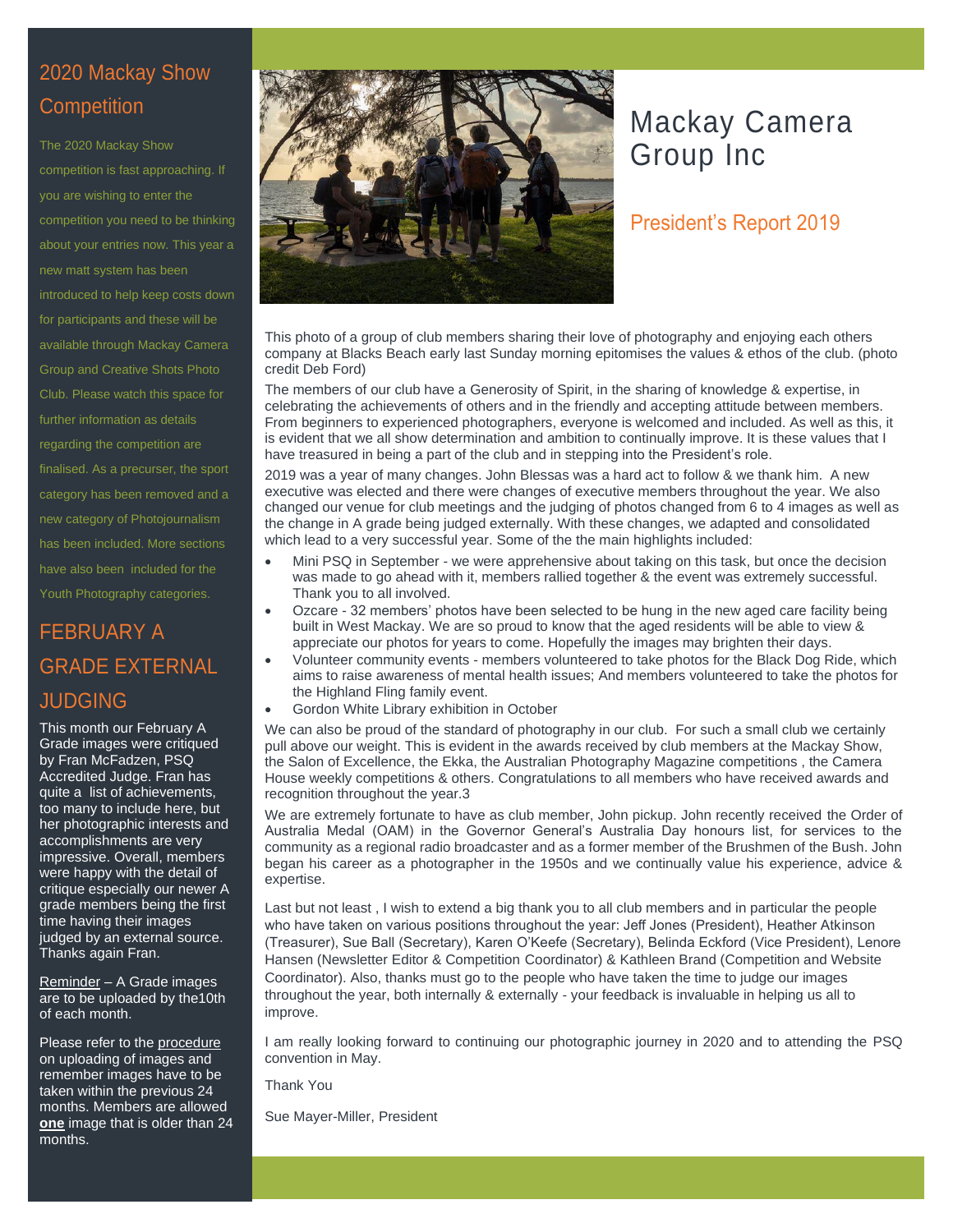# Mackay Camera Group Inc

## President's Report 2019

This photo of a group of club members sharing their love of photography and enjoying each others company at Blacks Beach early last Sunday morning epitomises the values & ethos of the club. (photo credit Deb Ford)

The members of our club have a Generosity of Spirit, in the sharing of knowledge & expertise, in celebrating the achievements of others and in the friendly and accepting attitude between members. From beginners to experienced photographers, everyone is welcomed and included. As well as this, it is evident that we all show determination and ambition to continually improve. It is these values that I have treasured in being a part of the club and in stepping into the President's role.

2019 was a year of many changes. John Blessas was a hard act to follow & we thank him. A new executive was elected and there were changes of executive members throughout the year. We also changed our venue for club meetings and the judging of photos changed from 6 to 4 images as well as the change in A grade being judged externally. With these changes, we adapted and consolidated which lead to a very successful year. Some of the the main highlights included:

- Mini PSQ in September - we were apprehensive about taking on this task, but once the decision was made to go ahead with it, members rallied together & the event was extremely successful. Thank you to all involved.
- Ozcare - 32 members' photos have been selected to be hung in the new aged care facility being built in West Mackay. We are so proud to know that the aged residents will be able to view & appreciate our photos for years to come. Hopefully the images may brighten their days.
- Volunteer community events - members volunteered to take photos for the Black Dog Ride, which aims to raise awareness of mental health issues; And members volunteered to take the photos for the Highland Fling family event.
- Gordon White Library exhibition in October

We can also be proud of the standard of photography in our club. For such a small club we certainly pull above our weight. This is evident in the awards received by club members at the Mackay Show, the Salon of Excellence, the Ekka, the Australian Photography Magazine competitions , the Camera House weekly competitions & others. Congratulations to all members who have received awards and recognition throughout the year.3

We are extremely fortunate to have as club member, John pickup. John recently received the Order of Australia Medal (OAM) in the Governor General's Australia Day honours list, for services to the community as a regional radio broadcaster and as a former member of the Brushmen of the Bush. John began his career as a photographer in the 1950s and we continually value his experience, advice & expertise.

Last but not least , I wish to extend a big thank you to all club members and in particular the people who have taken on various positions throughout the year: Jeff Jones (President), Heather Atkinson (Treasurer), Sue Ball (Secretary), Karen O'Keefe (Secretary), Belinda Eckford (Vice President), Lenore Hansen (Newsletter Editor & Competition Coordinator) & Kathleen Brand (Competition and Website Coordinator). Also, thanks must go to the people who have taken the time to judge our images throughout the year, both internally & externally - your feedback is invaluable in helping us all to improve.

I am really looking forward to continuing our photographic journey in 2020 and to attending the PSQ convention in May.

Thank You

Sue Mayer-Miller, President

## 2020 Mackay Show Competition

The 2020 Mackay Show competition is fast approaching. If you are wishing to enter the competition you need to be thinking about your entries now. This year a new matt system has been introduced to help keep costs down for participants and these will be available through Mackay Camera Group and Creative Shots Photo Club. Please watch this space for further information as details regarding the competition are finalised. As a precurser, the sport category has been removed and a new category of Photojournalism has been included. More sections have also been included for the Youth Photography categories.

## FEBRUARY A GRADE EXTERNAL JUDGING

This month our February A Grade images were critiqued by Fran McFadzen, PSQ Accredited Judge. Fran has quite a list of achievements, too many to include here, but her photographic interests and accomplishments are very impressive. Overall, members were happy with the detail of critique especially our newer A grade members being the first time having their images judged by an external source. Thanks again Fran.

Reminder – A Grade images are to be uploaded by the10th of each month.

Please refer to the procedure on uploading of images and remember images have to be taken within the previous 24 months. Members are allowed **one** image that is older than 24 months.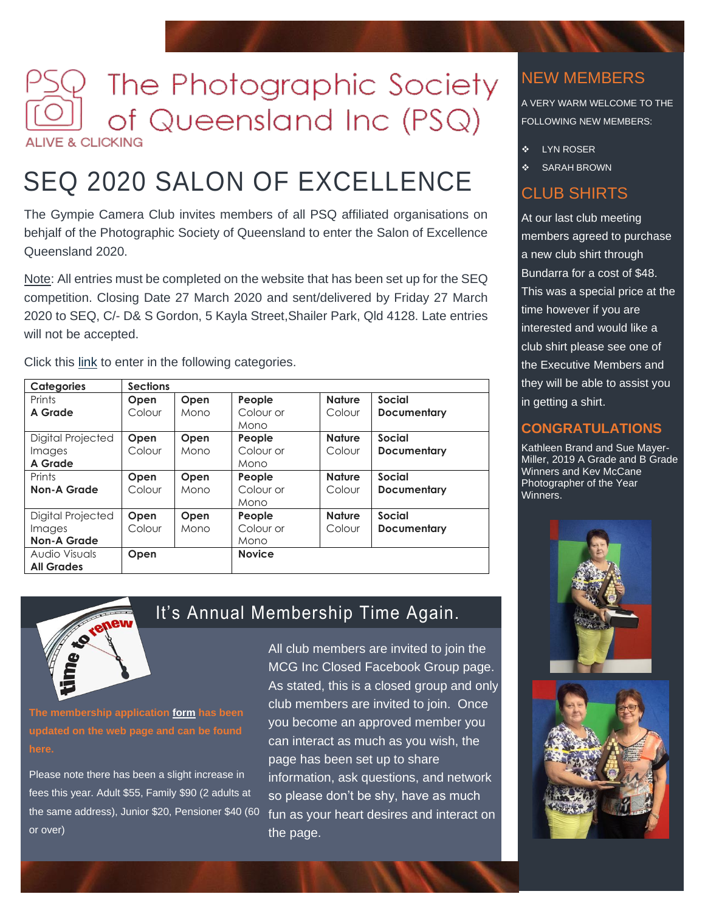# The Photographic Society of Queensland Inc (PSQ)

ALIVE & CLICKING

## SEQ 2020 SALON OF EXCELLENCE

The Gympie Camera Club invites members of all PSQ affiliated organisations on behjalf of the Photographic Society of Queensland to enter the Salon of Excellence Queensland 2020.

Note: All entries must be completed on the website that has been set up for the SEQ competition. Closing Date 27 March 2020 and sent/delivered by Friday 27 March 2020 to SEQ, C/- D& S Gordon, 5 Kayla Street,Shailer Park, Qld 4128. Late entries will not be accepted.

Click this link to enter in the following categories.

| Categories | Sections | | | | |
|---|---|---|---|---|---|
| Prints **A Grade** | **Open** Colour | **Open** Mono | **People** Colour or Mono | **Nature** Colour | **Social Documentary** |
| Digital Projected Images **A Grade** | **Open** Colour | **Open** Mono | **People** Colour or Mono | **Nature** Colour | **Social Documentary** |
| Prints **Non-A Grade** | **Open** Colour | **Open** Mono | **People** Colour or Mono | **Nature** Colour | **Social Documentary** |
| Digital Projected Images **Non-A Grade** | **Open** Colour | **Open** Mono | **People** Colour or Mono | **Nature** Colour | **Social Documentary** |
| Audio Visuals **All Grades** | **Open** | | **Novice** | | |

## It's Annual Membership Time Again.

**The membership application form has been updated on the web page and can be found here.**

Please note there has been a slight increase in fees this year. Adult $55, Family $90 (2 adults at the same address), Junior $20, Pensioner $40 (60 or over)

All club members are invited to join the MCG Inc Closed Facebook Group page. As stated, this is a closed group and only club members are invited to join. Once you become an approved member you can interact as much as you wish, the page has been set up to share information, ask questions, and network so please don't be shy, have as much fun as your heart desires and interact on the page.

## NEW MEMBERS

A VERY WARM WELCOME TO THE FOLLOWING NEW MEMBERS:

- LYN ROSER
- SARAH BROWN

## CLUB SHIRTS

At our last club meeting members agreed to purchase a new club shirt through Bundarra for a cost of $48. This was a special price at the time however if you are interested and would like a club shirt please see one of the Executive Members and they will be able to assist you in getting a shirt.

## CONGRATULATIONS

Kathleen Brand and Sue Mayer-Miller, 2019 A Grade and B Grade Winners and Kev McCane Photographer of the Year Winners.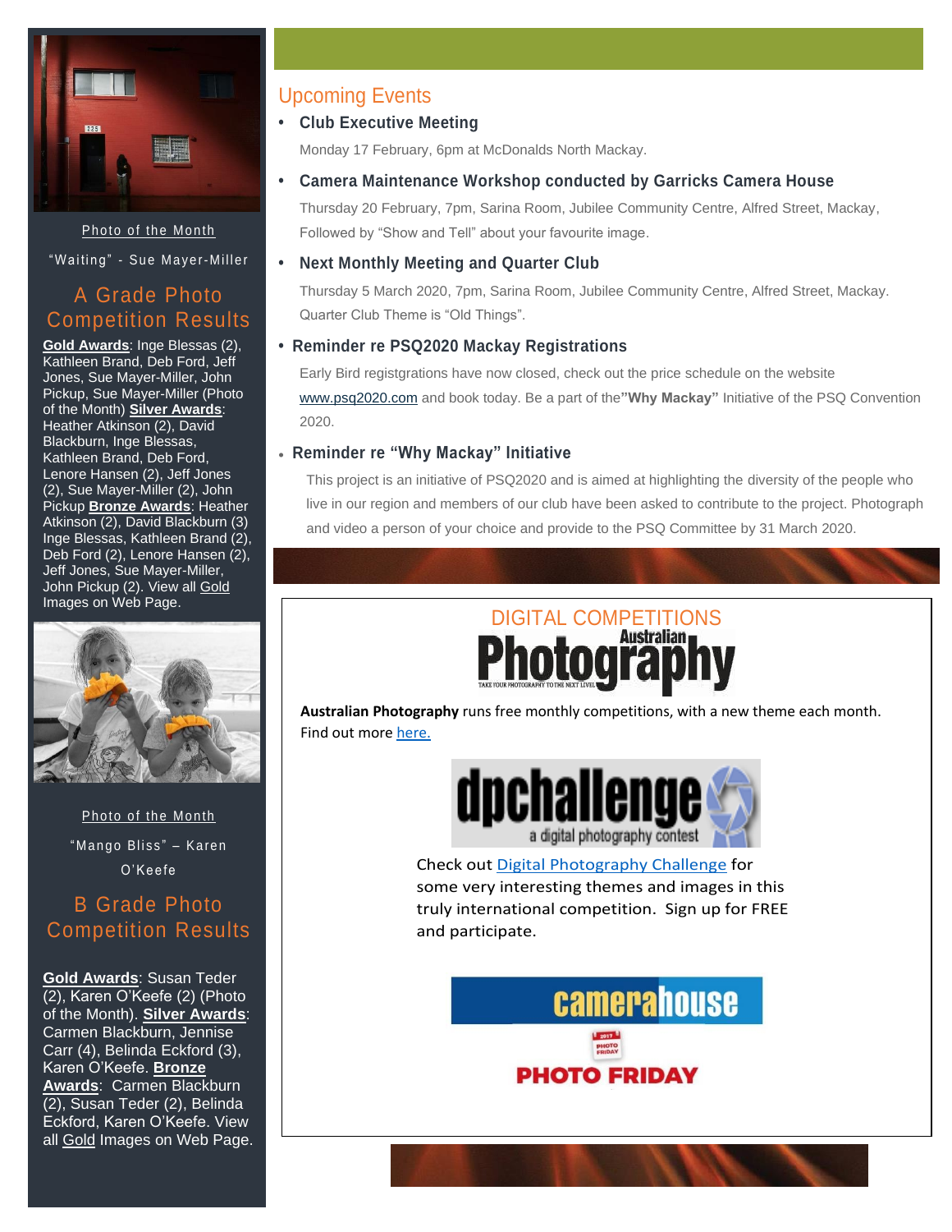Photo of the Month

"Waiting" - Sue Mayer-Miller

## A Grade Photo Competition Results

**Gold Awards**: Inge Blessas (2), Kathleen Brand, Deb Ford, Jeff Jones, Sue Mayer-Miller, John Pickup, Sue Mayer-Miller (Photo of the Month) **Silver Awards**: Heather Atkinson (2), David Blackburn, Inge Blessas, Kathleen Brand, Deb Ford, Lenore Hansen (2), Jeff Jones (2), Sue Mayer-Miller (2), John Pickup **Bronze Awards**: Heather Atkinson (2), David Blackburn (3) Inge Blessas, Kathleen Brand (2), Deb Ford (2), Lenore Hansen (2), Jeff Jones, Sue Mayer-Miller, John Pickup (2). View all Gold Images on Web Page.

Photo of the Month

"Mango Bliss" – Karen O'Keefe

## B Grade Photo Competition Results

**Gold Awards**: Susan Teder (2), Karen O'Keefe (2) (Photo of the Month). **Silver Awards**: Carmen Blackburn, Jennise Carr (4), Belinda Eckford (3), Karen O'Keefe. **Bronze Awards**: Carmen Blackburn (2), Susan Teder (2), Belinda Eckford, Karen O'Keefe. View all Gold Images on Web Page.

## Upcoming Events

- **Club Executive Meeting**

  Monday 17 February, 6pm at McDonalds North Mackay.

- **Camera Maintenance Workshop conducted by Garricks Camera House**

  Thursday 20 February, 7pm, Sarina Room, Jubilee Community Centre, Alfred Street, Mackay, Followed by "Show and Tell" about your favourite image.

- **Next Monthly Meeting and Quarter Club**

  Thursday 5 March 2020, 7pm, Sarina Room, Jubilee Community Centre, Alfred Street, Mackay. Quarter Club Theme is "Old Things".

- **Reminder re PSQ2020 Mackay Registrations**

  Early Bird registgrations have now closed, check out the price schedule on the website www.psq2020.com and book today. Be a part of the **"Why Mackay"** Initiative of the PSQ Convention 2020.

- **Reminder re "Why Mackay" Initiative**

  This project is an initiative of PSQ2020 and is aimed at highlighting the diversity of the people who live in our region and members of our club have been asked to contribute to the project. Photograph and video a person of your choice and provide to the PSQ Committee by 31 March 2020.

## DIGITAL COMPETITIONS

Australian Photography

TAKE YOUR PHOTOGRAPHY TO THE NEXT LEVEL

**Australian Photography** runs free monthly competitions, with a new theme each month. Find out more here.

dpchallenge a digital photography contest

Check out Digital Photography Challenge for some very interesting themes and images in this truly international competition. Sign up for FREE and participate.

camerahouse

PHOTO FRIDAY